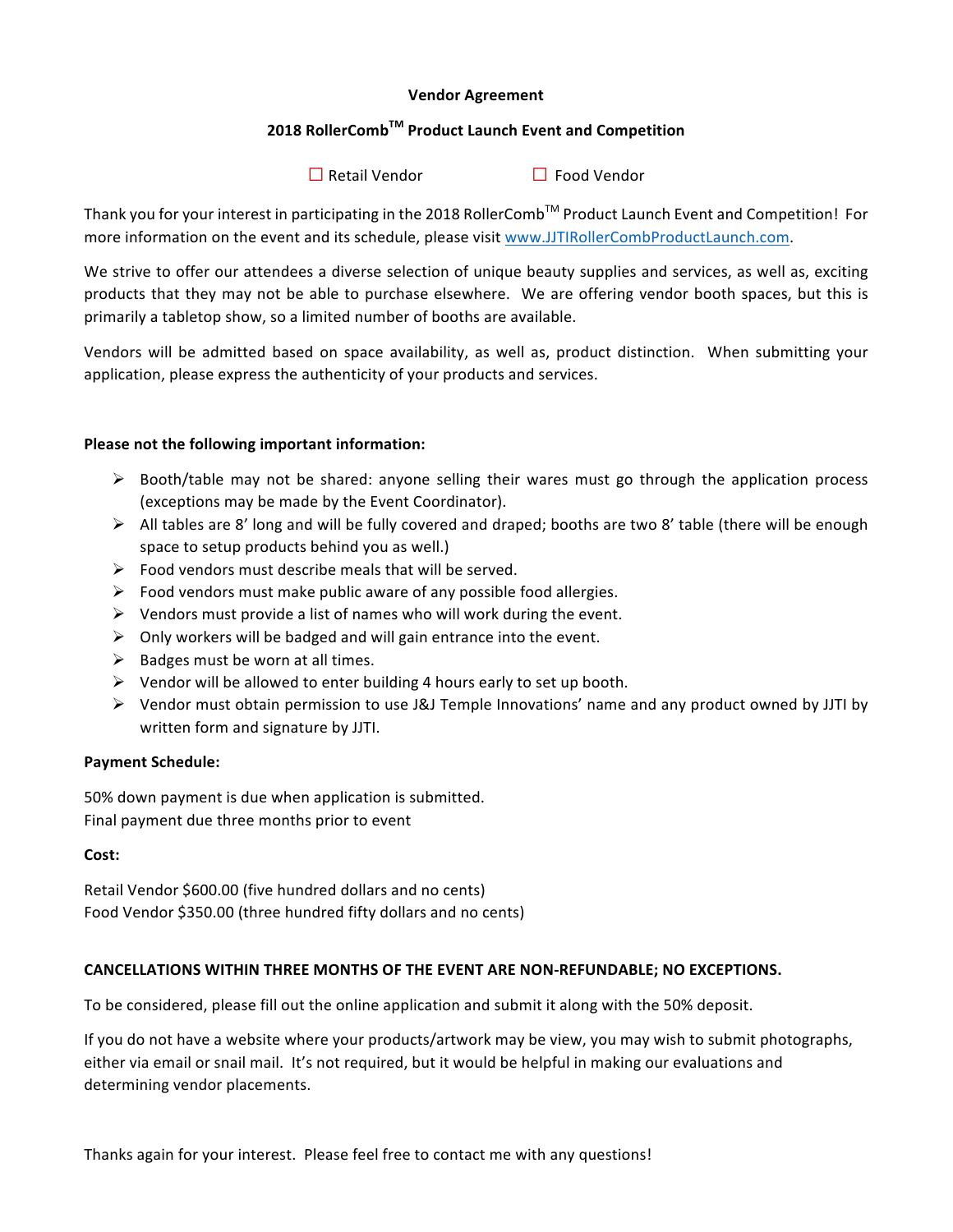**Vendor Agreement**

**2018 RollerComb™ Product Launch Event and Competition**

☐ Retail Vendor ☐ Food Vendor

Thank you for your interest in participating in the 2018 RollerComb™ Product Launch Event and Competition! For more information on the event and its schedule, please visit www.JJTIRollerCombProductLaunch.com.

We strive to offer our attendees a diverse selection of unique beauty supplies and services, as well as, exciting products that they may not be able to purchase elsewhere. We are offering vendor booth spaces, but this is primarily a tabletop show, so a limited number of booths are available.

Vendors will be admitted based on space availability, as well as, product distinction. When submitting your application, please express the authenticity of your products and services.

**Please not the following important information:**

- Booth/table may not be shared: anyone selling their wares must go through the application process (exceptions may be made by the Event Coordinator).
- All tables are 8' long and will be fully covered and draped; booths are two 8' table (there will be enough space to setup products behind you as well.)
- Food vendors must describe meals that will be served.
- Food vendors must make public aware of any possible food allergies.
- Vendors must provide a list of names who will work during the event.
- Only workers will be badged and will gain entrance into the event.
- Badges must be worn at all times.
- Vendor will be allowed to enter building 4 hours early to set up booth.
- Vendor must obtain permission to use J&J Temple Innovations' name and any product owned by JJTI by written form and signature by JJTI.

**Payment Schedule:**

50% down payment is due when application is submitted.
Final payment due three months prior to event

**Cost:**

Retail Vendor $600.00 (five hundred dollars and no cents)
Food Vendor $350.00 (three hundred fifty dollars and no cents)

**CANCELLATIONS WITHIN THREE MONTHS OF THE EVENT ARE NON-REFUNDABLE; NO EXCEPTIONS.**

To be considered, please fill out the online application and submit it along with the 50% deposit.

If you do not have a website where your products/artwork may be view, you may wish to submit photographs, either via email or snail mail. It's not required, but it would be helpful in making our evaluations and determining vendor placements.

Thanks again for your interest. Please feel free to contact me with any questions!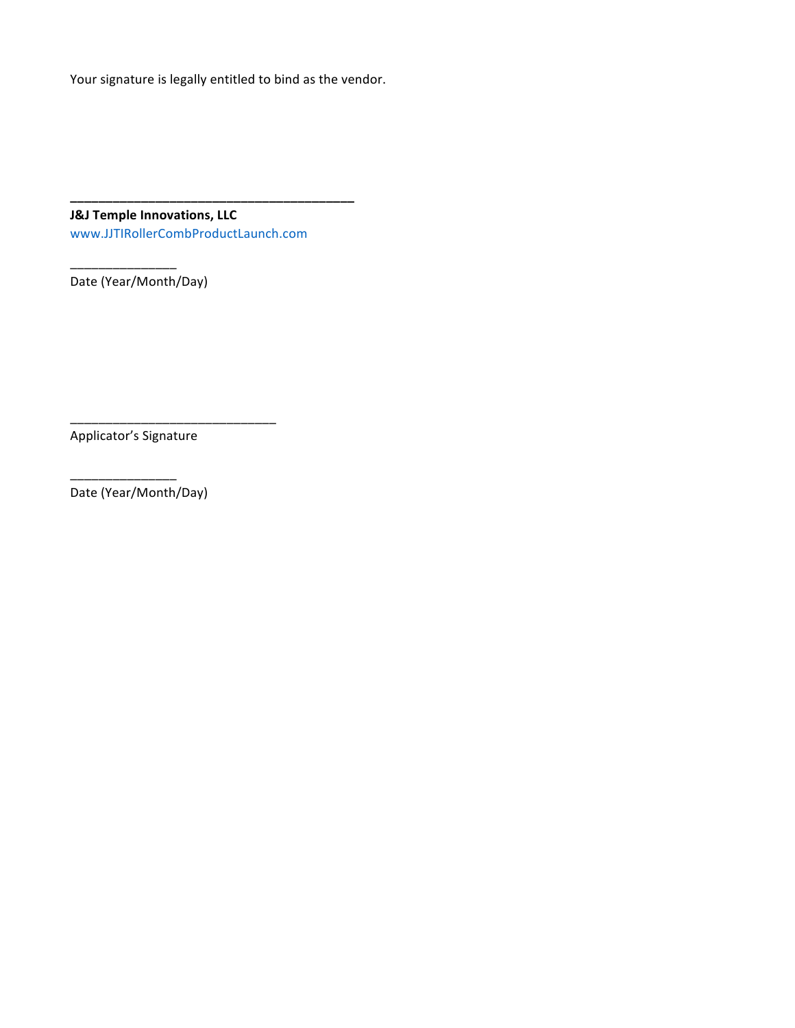Your signature is legally entitled to bind as the vendor.

**________________________________________**

**J&J Temple Innovations, LLC**

www.JJTIRollerCombProductLaunch.com

_______________

Date (Year/Month/Day)

_____________________________

Applicator's Signature

_______________

Date (Year/Month/Day)